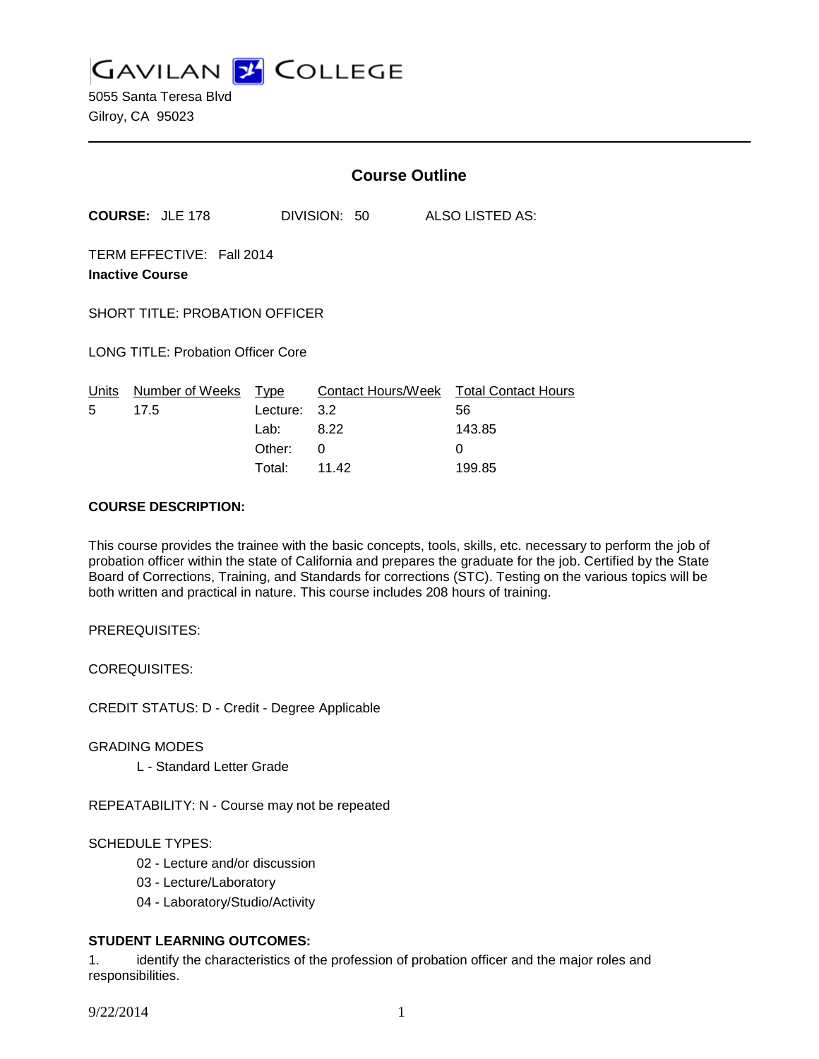# GAVILAN COLLEGE

5055 Santa Teresa Blvd
Gilroy, CA 95023

## Course Outline

**COURSE:** JLE 178 DIVISION: 50 ALSO LISTED AS:

TERM EFFECTIVE: Fall 2014

**Inactive Course**

SHORT TITLE: PROBATION OFFICER

LONG TITLE: Probation Officer Core

| Units | Number of Weeks | Type | Contact Hours/Week | Total Contact Hours |
|---|---|---|---|---|
| 5 | 17.5 | Lecture: | 3.2 | 56 |
| | | Lab: | 8.22 | 143.85 |
| | | Other: | 0 | 0 |
| | | Total: | 11.42 | 199.85 |

**COURSE DESCRIPTION:**

This course provides the trainee with the basic concepts, tools, skills, etc. necessary to perform the job of probation officer within the state of California and prepares the graduate for the job. Certified by the State Board of Corrections, Training, and Standards for corrections (STC). Testing on the various topics will be both written and practical in nature. This course includes 208 hours of training.

PREREQUISITES:

COREQUISITES:

CREDIT STATUS: D - Credit - Degree Applicable

GRADING MODES

L - Standard Letter Grade

REPEATABILITY: N - Course may not be repeated

SCHEDULE TYPES:

02 - Lecture and/or discussion

03 - Lecture/Laboratory

04 - Laboratory/Studio/Activity

**STUDENT LEARNING OUTCOMES:**

1. identify the characteristics of the profession of probation officer and the major roles and responsibilities.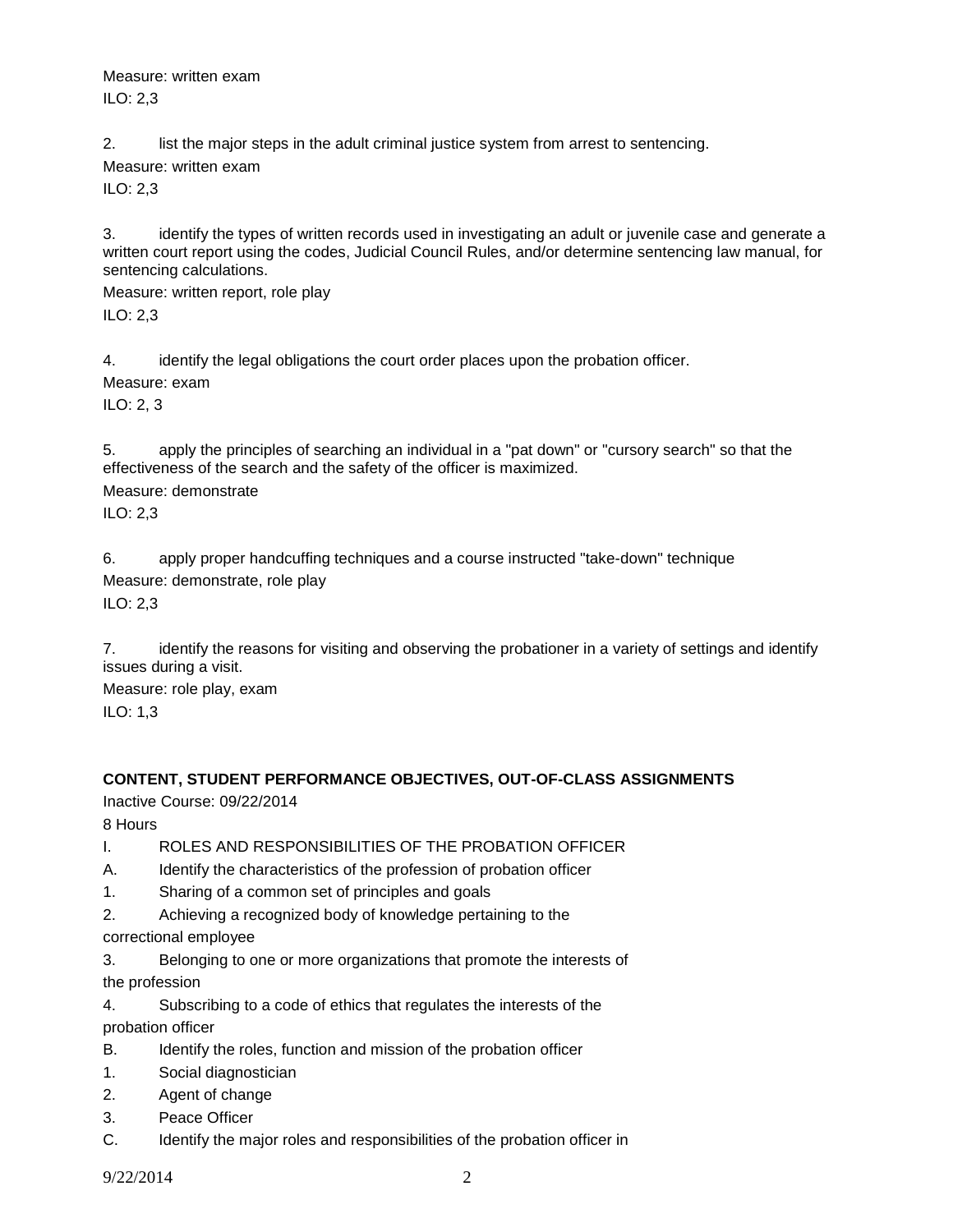Measure: written exam
ILO: 2,3

2. list the major steps in the adult criminal justice system from arrest to sentencing.
Measure: written exam
ILO: 2,3

3. identify the types of written records used in investigating an adult or juvenile case and generate a written court report using the codes, Judicial Council Rules, and/or determine sentencing law manual, for sentencing calculations.
Measure: written report, role play
ILO: 2,3

4. identify the legal obligations the court order places upon the probation officer.
Measure: exam
ILO: 2, 3

5. apply the principles of searching an individual in a "pat down" or "cursory search" so that the effectiveness of the search and the safety of the officer is maximized.
Measure: demonstrate
ILO: 2,3

6. apply proper handcuffing techniques and a course instructed "take-down" technique
Measure: demonstrate, role play
ILO: 2,3

7. identify the reasons for visiting and observing the probationer in a variety of settings and identify issues during a visit.
Measure: role play, exam
ILO: 1,3

**CONTENT, STUDENT PERFORMANCE OBJECTIVES, OUT-OF-CLASS ASSIGNMENTS**

Inactive Course: 09/22/2014

8 Hours

I. ROLES AND RESPONSIBILITIES OF THE PROBATION OFFICER

A. Identify the characteristics of the profession of probation officer

1. Sharing of a common set of principles and goals

2. Achieving a recognized body of knowledge pertaining to the correctional employee

3. Belonging to one or more organizations that promote the interests of the profession

4. Subscribing to a code of ethics that regulates the interests of the probation officer

B. Identify the roles, function and mission of the probation officer

1. Social diagnostician

2. Agent of change

3. Peace Officer

C. Identify the major roles and responsibilities of the probation officer in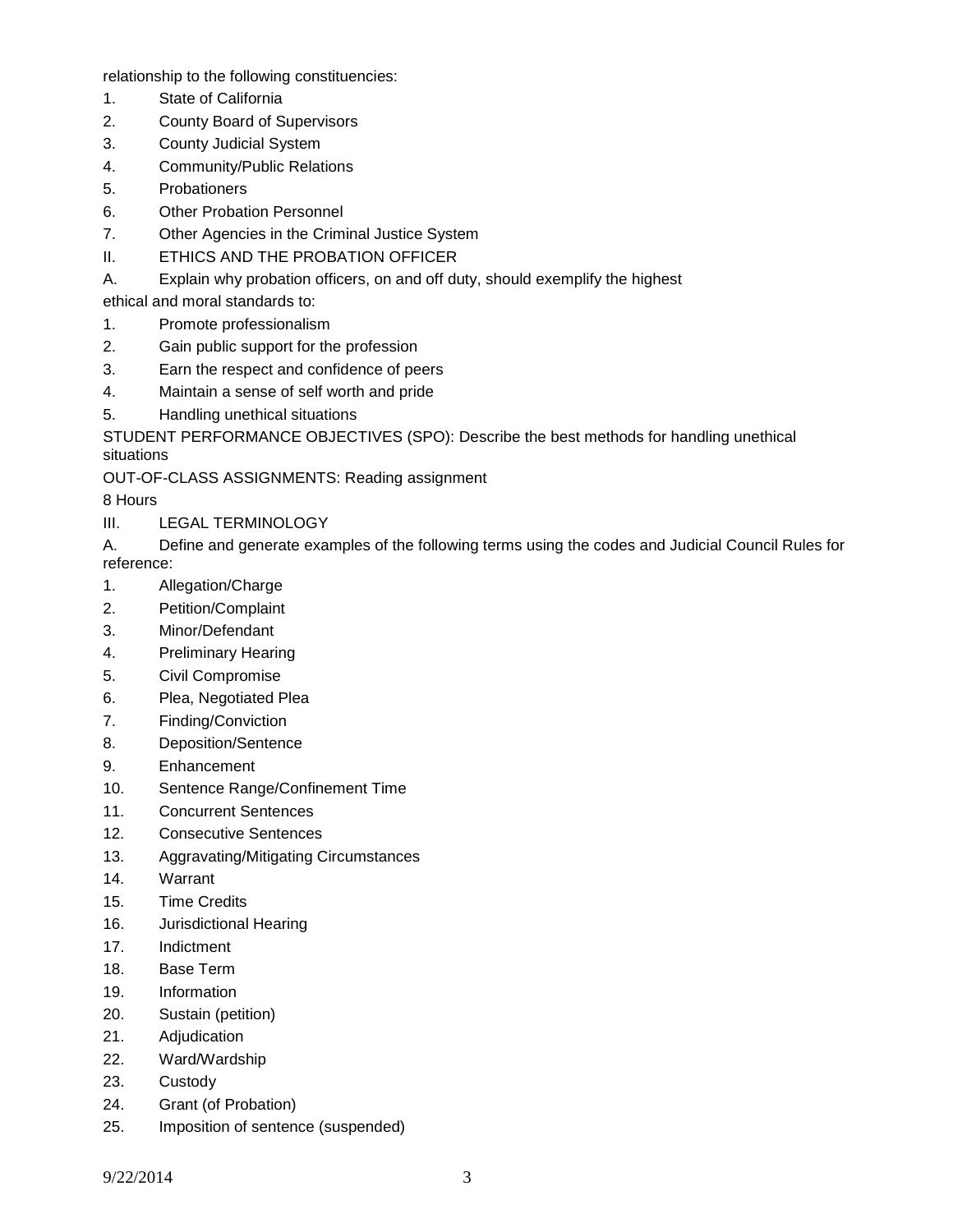relationship to the following constituencies:

1. State of California
2. County Board of Supervisors
3. County Judicial System
4. Community/Public Relations
5. Probationers
6. Other Probation Personnel
7. Other Agencies in the Criminal Justice System

II. ETHICS AND THE PROBATION OFFICER

A. Explain why probation officers, on and off duty, should exemplify the highest ethical and moral standards to:

1. Promote professionalism
2. Gain public support for the profession
3. Earn the respect and confidence of peers
4. Maintain a sense of self worth and pride
5. Handling unethical situations

STUDENT PERFORMANCE OBJECTIVES (SPO): Describe the best methods for handling unethical situations

OUT-OF-CLASS ASSIGNMENTS: Reading assignment

8 Hours

III. LEGAL TERMINOLOGY

A. Define and generate examples of the following terms using the codes and Judicial Council Rules for reference:

1. Allegation/Charge
2. Petition/Complaint
3. Minor/Defendant
4. Preliminary Hearing
5. Civil Compromise
6. Plea, Negotiated Plea
7. Finding/Conviction
8. Deposition/Sentence
9. Enhancement
10. Sentence Range/Confinement Time
11. Concurrent Sentences
12. Consecutive Sentences
13. Aggravating/Mitigating Circumstances
14. Warrant
15. Time Credits
16. Jurisdictional Hearing
17. Indictment
18. Base Term
19. Information
20. Sustain (petition)
21. Adjudication
22. Ward/Wardship
23. Custody
24. Grant (of Probation)
25. Imposition of sentence (suspended)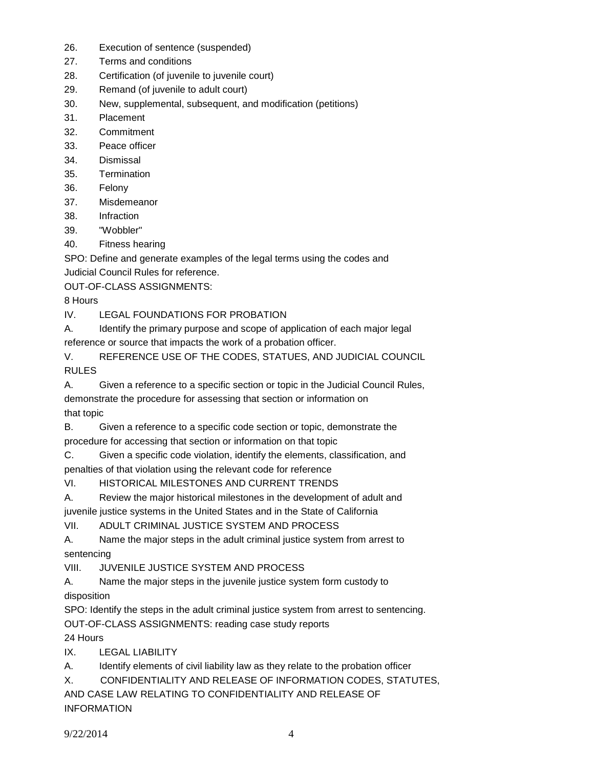26. Execution of sentence (suspended)
27. Terms and conditions
28. Certification (of juvenile to juvenile court)
29. Remand (of juvenile to adult court)
30. New, supplemental, subsequent, and modification (petitions)
31. Placement
32. Commitment
33. Peace officer
34. Dismissal
35. Termination
36. Felony
37. Misdemeanor
38. Infraction
39. "Wobbler"
40. Fitness hearing

SPO: Define and generate examples of the legal terms using the codes and Judicial Council Rules for reference.

OUT-OF-CLASS ASSIGNMENTS:

8 Hours

IV. LEGAL FOUNDATIONS FOR PROBATION

A. Identify the primary purpose and scope of application of each major legal reference or source that impacts the work of a probation officer.

V. REFERENCE USE OF THE CODES, STATUES, AND JUDICIAL COUNCIL RULES

A. Given a reference to a specific section or topic in the Judicial Council Rules, demonstrate the procedure for assessing that section or information on that topic

B. Given a reference to a specific code section or topic, demonstrate the procedure for accessing that section or information on that topic

C. Given a specific code violation, identify the elements, classification, and penalties of that violation using the relevant code for reference

VI. HISTORICAL MILESTONES AND CURRENT TRENDS

A. Review the major historical milestones in the development of adult and juvenile justice systems in the United States and in the State of California

VII. ADULT CRIMINAL JUSTICE SYSTEM AND PROCESS

A. Name the major steps in the adult criminal justice system from arrest to sentencing

VIII. JUVENILE JUSTICE SYSTEM AND PROCESS

A. Name the major steps in the juvenile justice system form custody to disposition

SPO: Identify the steps in the adult criminal justice system from arrest to sentencing.

OUT-OF-CLASS ASSIGNMENTS: reading case study reports

24 Hours

IX. LEGAL LIABILITY

A. Identify elements of civil liability law as they relate to the probation officer

X. CONFIDENTIALITY AND RELEASE OF INFORMATION CODES, STATUTES, AND CASE LAW RELATING TO CONFIDENTIALITY AND RELEASE OF INFORMATION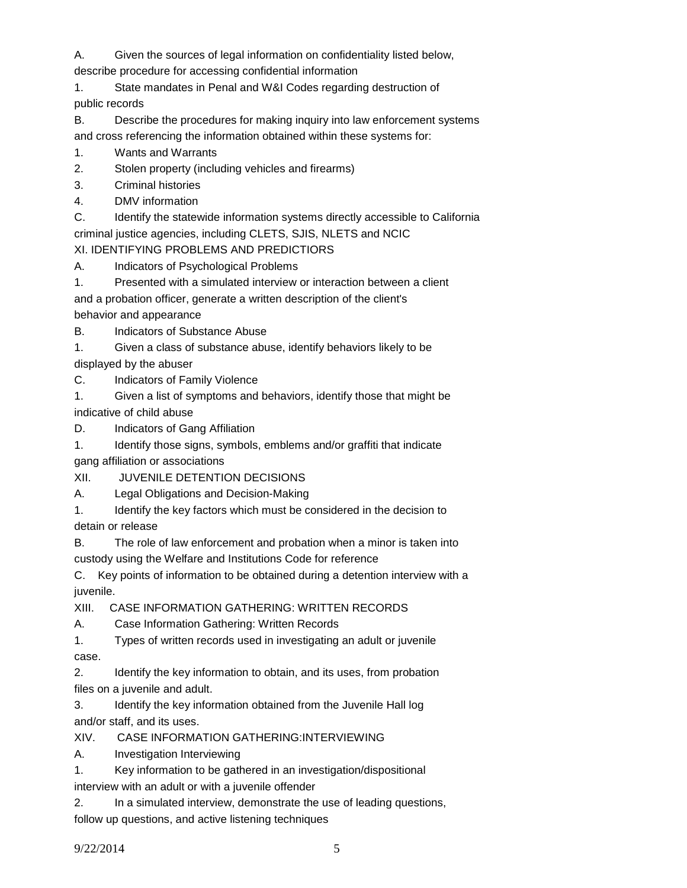A. Given the sources of legal information on confidentiality listed below, describe procedure for accessing confidential information

1. State mandates in Penal and W&I Codes regarding destruction of public records

B. Describe the procedures for making inquiry into law enforcement systems and cross referencing the information obtained within these systems for:

1. Wants and Warrants
2. Stolen property (including vehicles and firearms)
3. Criminal histories
4. DMV information

C. Identify the statewide information systems directly accessible to California criminal justice agencies, including CLETS, SJIS, NLETS and NCIC

XI. IDENTIFYING PROBLEMS AND PREDICTIORS

A. Indicators of Psychological Problems

1. Presented with a simulated interview or interaction between a client and a probation officer, generate a written description of the client's behavior and appearance

B. Indicators of Substance Abuse

1. Given a class of substance abuse, identify behaviors likely to be displayed by the abuser

C. Indicators of Family Violence

1. Given a list of symptoms and behaviors, identify those that might be indicative of child abuse

D. Indicators of Gang Affiliation

1. Identify those signs, symbols, emblems and/or graffiti that indicate gang affiliation or associations

XII. JUVENILE DETENTION DECISIONS

A. Legal Obligations and Decision-Making

1. Identify the key factors which must be considered in the decision to detain or release

B. The role of law enforcement and probation when a minor is taken into custody using the Welfare and Institutions Code for reference

C. Key points of information to be obtained during a detention interview with a juvenile.

XIII. CASE INFORMATION GATHERING: WRITTEN RECORDS

A. Case Information Gathering: Written Records

1. Types of written records used in investigating an adult or juvenile case.
2. Identify the key information to obtain, and its uses, from probation files on a juvenile and adult.
3. Identify the key information obtained from the Juvenile Hall log and/or staff, and its uses.

XIV. CASE INFORMATION GATHERING:INTERVIEWING

A. Investigation Interviewing

1. Key information to be gathered in an investigation/dispositional interview with an adult or with a juvenile offender
2. In a simulated interview, demonstrate the use of leading questions, follow up questions, and active listening techniques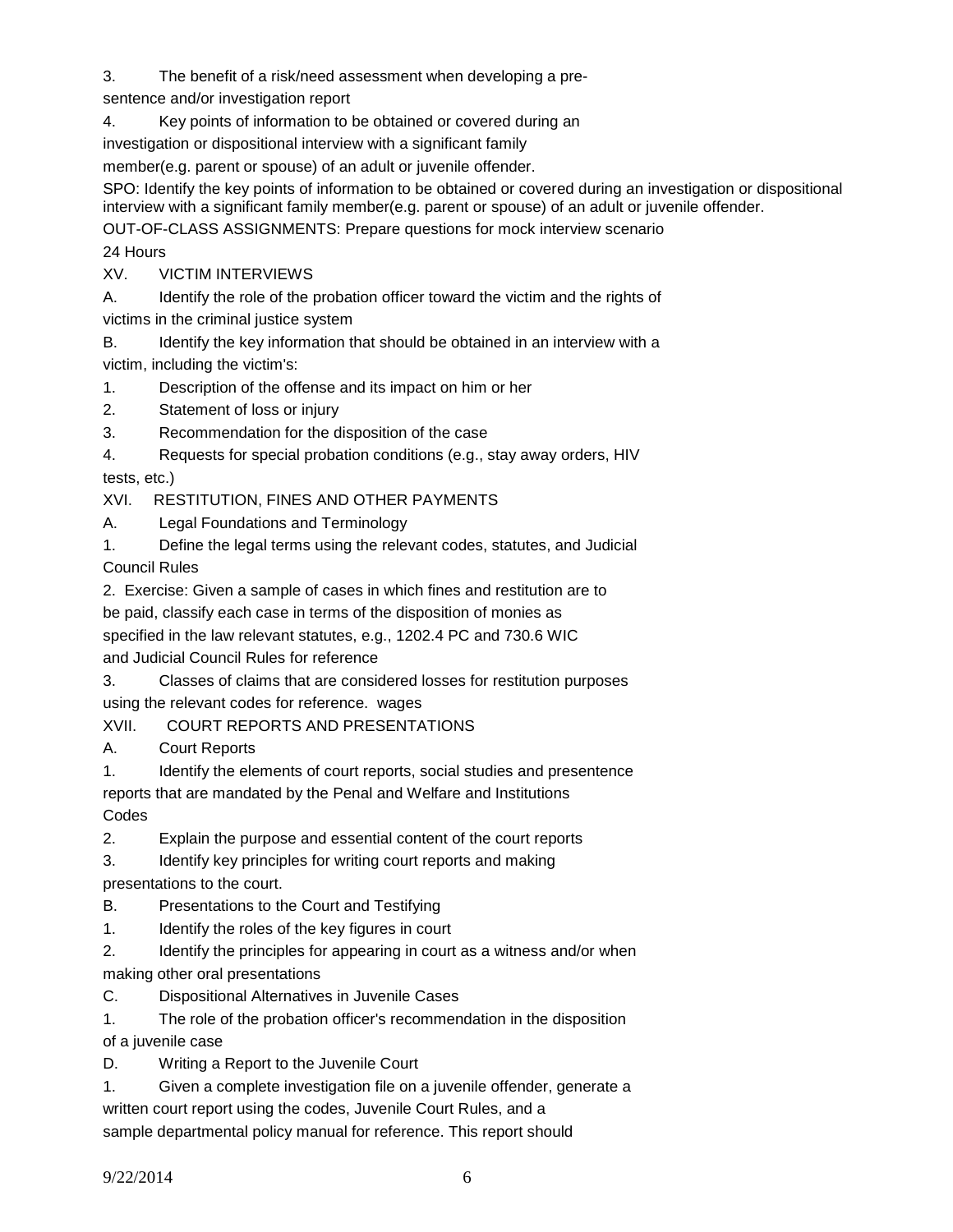3. The benefit of a risk/need assessment when developing a pre-sentence and/or investigation report

4. Key points of information to be obtained or covered during an investigation or dispositional interview with a significant family member(e.g. parent or spouse) of an adult or juvenile offender.

SPO: Identify the key points of information to be obtained or covered during an investigation or dispositional interview with a significant family member(e.g. parent or spouse) of an adult or juvenile offender.

OUT-OF-CLASS ASSIGNMENTS: Prepare questions for mock interview scenario

24 Hours

XV. VICTIM INTERVIEWS

A. Identify the role of the probation officer toward the victim and the rights of victims in the criminal justice system

B. Identify the key information that should be obtained in an interview with a victim, including the victim's:

1. Description of the offense and its impact on him or her
2. Statement of loss or injury
3. Recommendation for the disposition of the case
4. Requests for special probation conditions (e.g., stay away orders, HIV tests, etc.)

XVI. RESTITUTION, FINES AND OTHER PAYMENTS

A. Legal Foundations and Terminology

1. Define the legal terms using the relevant codes, statutes, and Judicial Council Rules
2. Exercise: Given a sample of cases in which fines and restitution are to be paid, classify each case in terms of the disposition of monies as specified in the law relevant statutes, e.g., 1202.4 PC and 730.6 WIC and Judicial Council Rules for reference
3. Classes of claims that are considered losses for restitution purposes using the relevant codes for reference. wages

XVII. COURT REPORTS AND PRESENTATIONS

A. Court Reports

1. Identify the elements of court reports, social studies and presentence reports that are mandated by the Penal and Welfare and Institutions Codes
2. Explain the purpose and essential content of the court reports
3. Identify key principles for writing court reports and making presentations to the court.

B. Presentations to the Court and Testifying

1. Identify the roles of the key figures in court
2. Identify the principles for appearing in court as a witness and/or when making other oral presentations

C. Dispositional Alternatives in Juvenile Cases

1. The role of the probation officer's recommendation in the disposition of a juvenile case

D. Writing a Report to the Juvenile Court

1. Given a complete investigation file on a juvenile offender, generate a written court report using the codes, Juvenile Court Rules, and a sample departmental policy manual for reference. This report should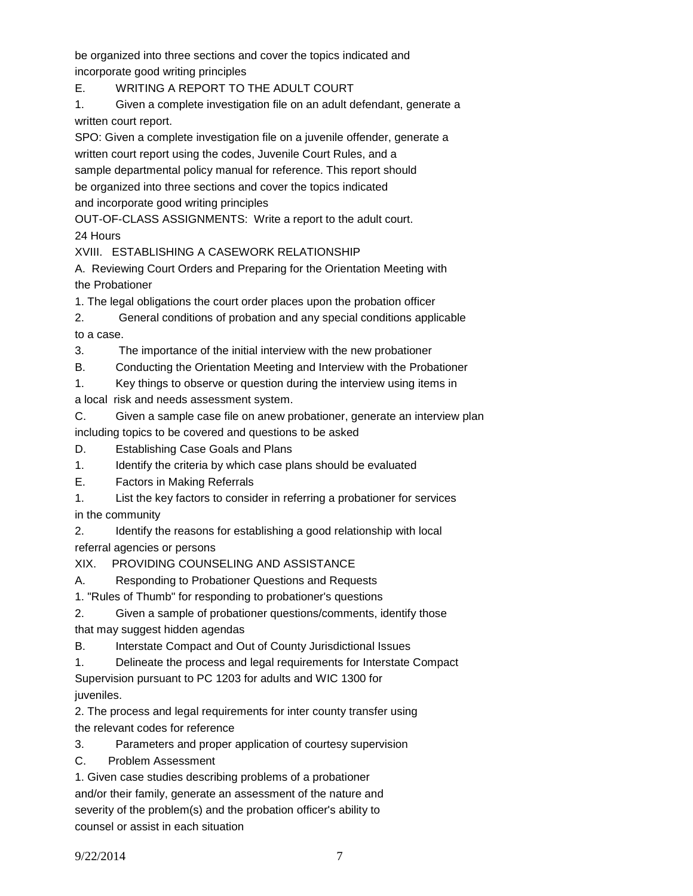be organized into three sections and cover the topics indicated and incorporate good writing principles

E. WRITING A REPORT TO THE ADULT COURT

1. Given a complete investigation file on an adult defendant, generate a written court report.

SPO: Given a complete investigation file on a juvenile offender, generate a written court report using the codes, Juvenile Court Rules, and a sample departmental policy manual for reference. This report should be organized into three sections and cover the topics indicated and incorporate good writing principles

OUT-OF-CLASS ASSIGNMENTS: Write a report to the adult court.

24 Hours

XVIII. ESTABLISHING A CASEWORK RELATIONSHIP

A. Reviewing Court Orders and Preparing for the Orientation Meeting with the Probationer

1. The legal obligations the court order places upon the probation officer

2. General conditions of probation and any special conditions applicable to a case.

3. The importance of the initial interview with the new probationer

B. Conducting the Orientation Meeting and Interview with the Probationer

1. Key things to observe or question during the interview using items in a local risk and needs assessment system.

C. Given a sample case file on anew probationer, generate an interview plan including topics to be covered and questions to be asked

D. Establishing Case Goals and Plans

1. Identify the criteria by which case plans should be evaluated

E. Factors in Making Referrals

1. List the key factors to consider in referring a probationer for services in the community

2. Identify the reasons for establishing a good relationship with local referral agencies or persons

XIX. PROVIDING COUNSELING AND ASSISTANCE

A. Responding to Probationer Questions and Requests

1. "Rules of Thumb" for responding to probationer's questions

2. Given a sample of probationer questions/comments, identify those that may suggest hidden agendas

B. Interstate Compact and Out of County Jurisdictional Issues

1. Delineate the process and legal requirements for Interstate Compact Supervision pursuant to PC 1203 for adults and WIC 1300 for juveniles.

2. The process and legal requirements for inter county transfer using the relevant codes for reference

3. Parameters and proper application of courtesy supervision

C. Problem Assessment

1. Given case studies describing problems of a probationer and/or their family, generate an assessment of the nature and severity of the problem(s) and the probation officer's ability to counsel or assist in each situation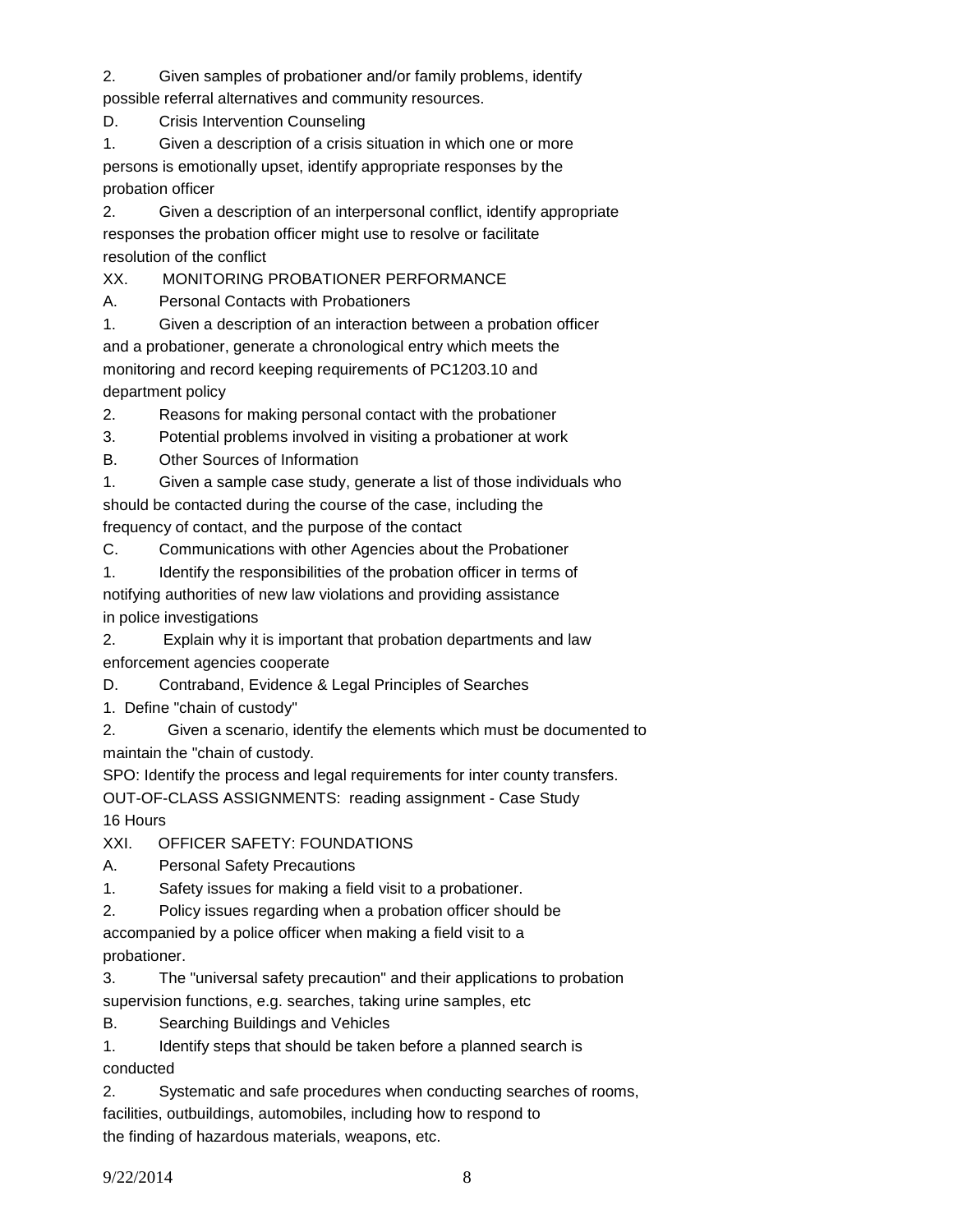2. Given samples of probationer and/or family problems, identify possible referral alternatives and community resources.

D. Crisis Intervention Counseling

1. Given a description of a crisis situation in which one or more persons is emotionally upset, identify appropriate responses by the probation officer

2. Given a description of an interpersonal conflict, identify appropriate responses the probation officer might use to resolve or facilitate resolution of the conflict

XX. MONITORING PROBATIONER PERFORMANCE

A. Personal Contacts with Probationers

1. Given a description of an interaction between a probation officer and a probationer, generate a chronological entry which meets the monitoring and record keeping requirements of PC1203.10 and department policy

2. Reasons for making personal contact with the probationer

3. Potential problems involved in visiting a probationer at work

B. Other Sources of Information

1. Given a sample case study, generate a list of those individuals who should be contacted during the course of the case, including the frequency of contact, and the purpose of the contact

C. Communications with other Agencies about the Probationer

1. Identify the responsibilities of the probation officer in terms of notifying authorities of new law violations and providing assistance in police investigations

2. Explain why it is important that probation departments and law enforcement agencies cooperate

D. Contraband, Evidence & Legal Principles of Searches

1. Define "chain of custody"

2. Given a scenario, identify the elements which must be documented to maintain the "chain of custody.

SPO: Identify the process and legal requirements for inter county transfers.

OUT-OF-CLASS ASSIGNMENTS: reading assignment - Case Study

16 Hours

XXI. OFFICER SAFETY: FOUNDATIONS

A. Personal Safety Precautions

1. Safety issues for making a field visit to a probationer.

2. Policy issues regarding when a probation officer should be accompanied by a police officer when making a field visit to a probationer.

3. The "universal safety precaution" and their applications to probation supervision functions, e.g. searches, taking urine samples, etc

B. Searching Buildings and Vehicles

1. Identify steps that should be taken before a planned search is conducted

2. Systematic and safe procedures when conducting searches of rooms, facilities, outbuildings, automobiles, including how to respond to the finding of hazardous materials, weapons, etc.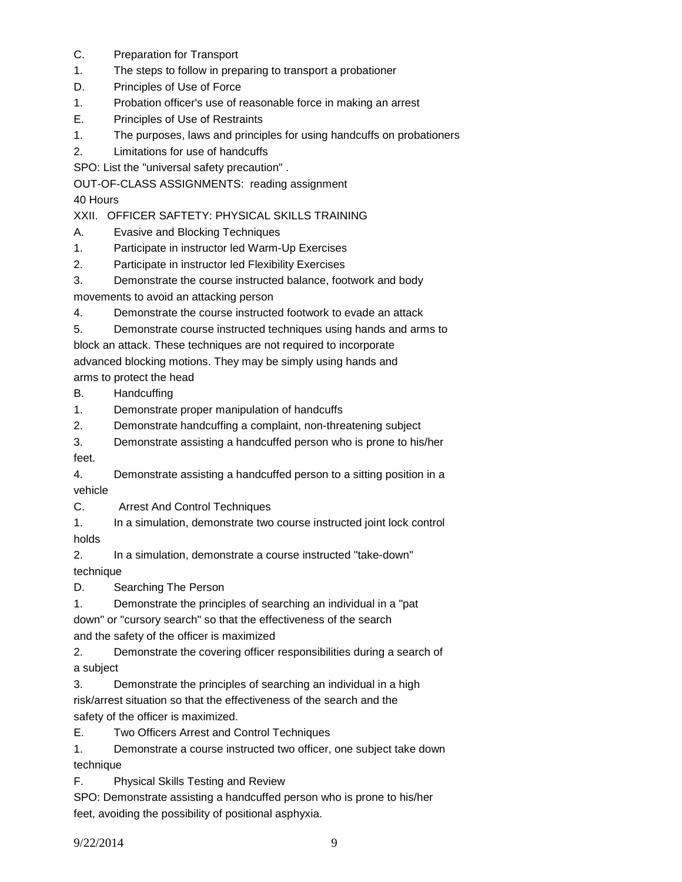C. Preparation for Transport

1. The steps to follow in preparing to transport a probationer

D. Principles of Use of Force

1. Probation officer's use of reasonable force in making an arrest

E. Principles of Use of Restraints

1. The purposes, laws and principles for using handcuffs on probationers
2. Limitations for use of handcuffs

SPO: List the "universal safety precaution" .

OUT-OF-CLASS ASSIGNMENTS: reading assignment

40 Hours

XXII. OFFICER SAFTETY: PHYSICAL SKILLS TRAINING

A. Evasive and Blocking Techniques

1. Participate in instructor led Warm-Up Exercises
2. Participate in instructor led Flexibility Exercises
3. Demonstrate the course instructed balance, footwork and body movements to avoid an attacking person
4. Demonstrate the course instructed footwork to evade an attack
5. Demonstrate course instructed techniques using hands and arms to block an attack. These techniques are not required to incorporate advanced blocking motions. They may be simply using hands and arms to protect the head

B. Handcuffing

1. Demonstrate proper manipulation of handcuffs
2. Demonstrate handcuffing a complaint, non-threatening subject
3. Demonstrate assisting a handcuffed person who is prone to his/her feet.
4. Demonstrate assisting a handcuffed person to a sitting position in a vehicle

C. Arrest And Control Techniques

1. In a simulation, demonstrate two course instructed joint lock control holds
2. In a simulation, demonstrate a course instructed "take-down" technique

D. Searching The Person

1. Demonstrate the principles of searching an individual in a "pat down" or "cursory search" so that the effectiveness of the search and the safety of the officer is maximized
2. Demonstrate the covering officer responsibilities during a search of a subject
3. Demonstrate the principles of searching an individual in a high risk/arrest situation so that the effectiveness of the search and the safety of the officer is maximized.

E. Two Officers Arrest and Control Techniques

1. Demonstrate a course instructed two officer, one subject take down technique

F. Physical Skills Testing and Review

SPO: Demonstrate assisting a handcuffed person who is prone to his/her feet, avoiding the possibility of positional asphyxia.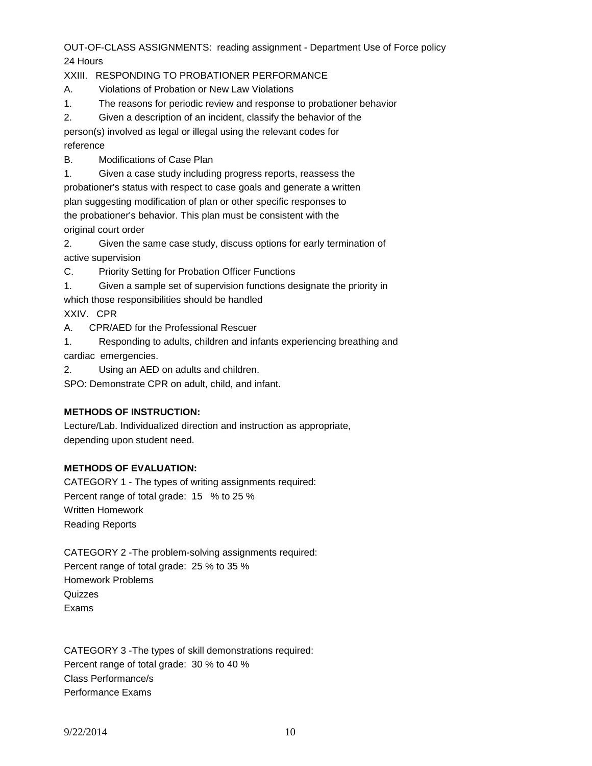OUT-OF-CLASS ASSIGNMENTS: reading assignment - Department Use of Force policy
24 Hours

XXIII. RESPONDING TO PROBATIONER PERFORMANCE

A. Violations of Probation or New Law Violations

1. The reasons for periodic review and response to probationer behavior
2. Given a description of an incident, classify the behavior of the person(s) involved as legal or illegal using the relevant codes for reference

B. Modifications of Case Plan

1. Given a case study including progress reports, reassess the probationer's status with respect to case goals and generate a written plan suggesting modification of plan or other specific responses to the probationer's behavior. This plan must be consistent with the original court order
2. Given the same case study, discuss options for early termination of active supervision

C. Priority Setting for Probation Officer Functions

1. Given a sample set of supervision functions designate the priority in which those responsibilities should be handled

XXIV. CPR

A. CPR/AED for the Professional Rescuer

1. Responding to adults, children and infants experiencing breathing and cardiac emergencies.
2. Using an AED on adults and children.

SPO: Demonstrate CPR on adult, child, and infant.

**METHODS OF INSTRUCTION:**

Lecture/Lab. Individualized direction and instruction as appropriate, depending upon student need.

**METHODS OF EVALUATION:**

CATEGORY 1 - The types of writing assignments required:
Percent range of total grade: 15 % to 25 %
Written Homework
Reading Reports

CATEGORY 2 -The problem-solving assignments required:
Percent range of total grade: 25 % to 35 %
Homework Problems
Quizzes
Exams

CATEGORY 3 -The types of skill demonstrations required:
Percent range of total grade: 30 % to 40 %
Class Performance/s
Performance Exams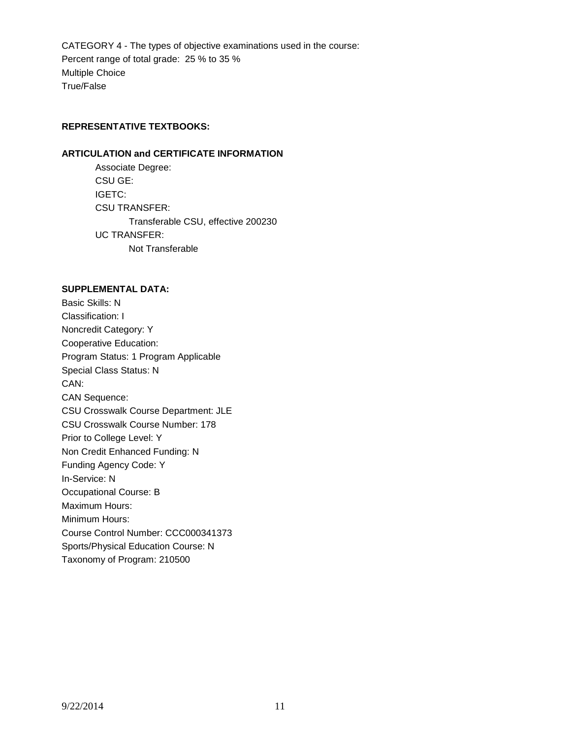CATEGORY 4 - The types of objective examinations used in the course:
Percent range of total grade: 25 % to 35 %
Multiple Choice
True/False

**REPRESENTATIVE TEXTBOOKS:**

**ARTICULATION and CERTIFICATE INFORMATION**

Associate Degree:
CSU GE:
IGETC:
CSU TRANSFER:
Transferable CSU, effective 200230
UC TRANSFER:
Not Transferable

**SUPPLEMENTAL DATA:**

Basic Skills: N
Classification: I
Noncredit Category: Y
Cooperative Education:
Program Status: 1 Program Applicable
Special Class Status: N
CAN:
CAN Sequence:
CSU Crosswalk Course Department: JLE
CSU Crosswalk Course Number: 178
Prior to College Level: Y
Non Credit Enhanced Funding: N
Funding Agency Code: Y
In-Service: N
Occupational Course: B
Maximum Hours:
Minimum Hours:
Course Control Number: CCC000341373
Sports/Physical Education Course: N
Taxonomy of Program: 210500